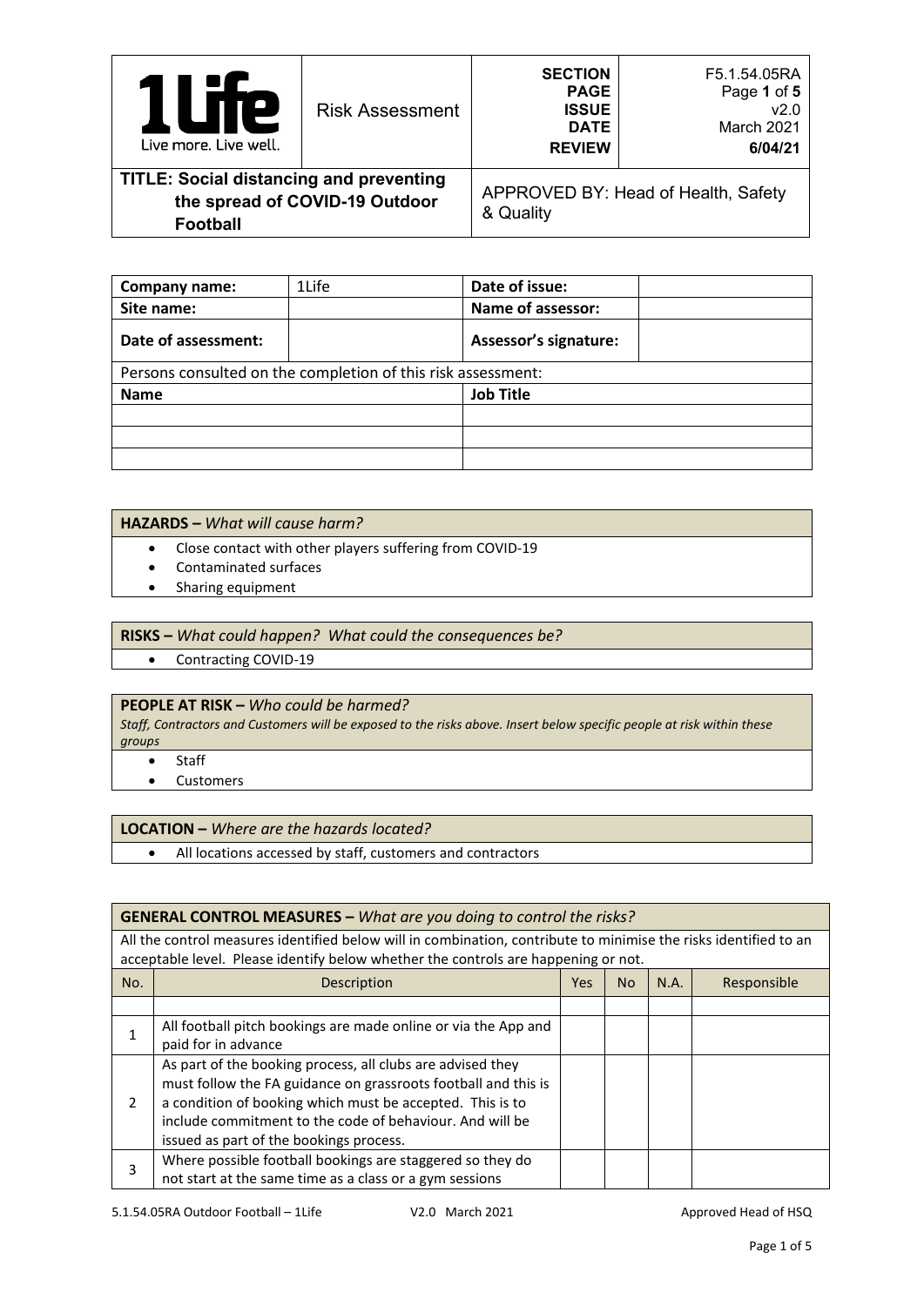| 1Life Live more. Live well. | Risk Assessment | SECTION<br>PAGE<br>ISSUE<br>DATE<br>REVIEW | F5.1.54.05RA<br>Page **1** of **5**<br>v2.0<br>March 2021<br>**6/04/21** |
|---|---|---|---|
| **TITLE: Social distancing and preventing the spread of COVID-19 Outdoor Football** | | APPROVED BY: Head of Health, Safety & Quality | |

| **Company name:** | 1Life | **Date of issue:** | |
|---|---|---|---|
| **Site name:** | | **Name of assessor:** | |
| **Date of assessment:** | | **Assessor's signature:** | |
| Persons consulted on the completion of this risk assessment: | | | |
| **Name** | | **Job Title** | |
| | | | |
| | | | |
| | | | |

**HAZARDS –** *What will cause harm?*

- Close contact with other players suffering from COVID-19
- Contaminated surfaces
- Sharing equipment

**RISKS –** *What could happen? What could the consequences be?*

- Contracting COVID-19

**PEOPLE AT RISK –** *Who could be harmed?*

*Staff, Contractors and Customers will be exposed to the risks above. Insert below specific people at risk within these groups*

- Staff
- Customers

**LOCATION –** *Where are the hazards located?*

- All locations accessed by staff, customers and contractors

**GENERAL CONTROL MEASURES –** *What are you doing to control the risks?*

All the control measures identified below will in combination, contribute to minimise the risks identified to an acceptable level. Please identify below whether the controls are happening or not.

| No. | Description | Yes | No | N.A. | Responsible |
|---|---|---|---|---|---|
| | | | | | |
| 1 | All football pitch bookings are made online or via the App and paid for in advance | | | | |
| 2 | As part of the booking process, all clubs are advised they must follow the FA guidance on grassroots football and this is a condition of booking which must be accepted. This is to include commitment to the code of behaviour. And will be issued as part of the bookings process. | | | | |
| 3 | Where possible football bookings are staggered so they do not start at the same time as a class or a gym sessions | | | | |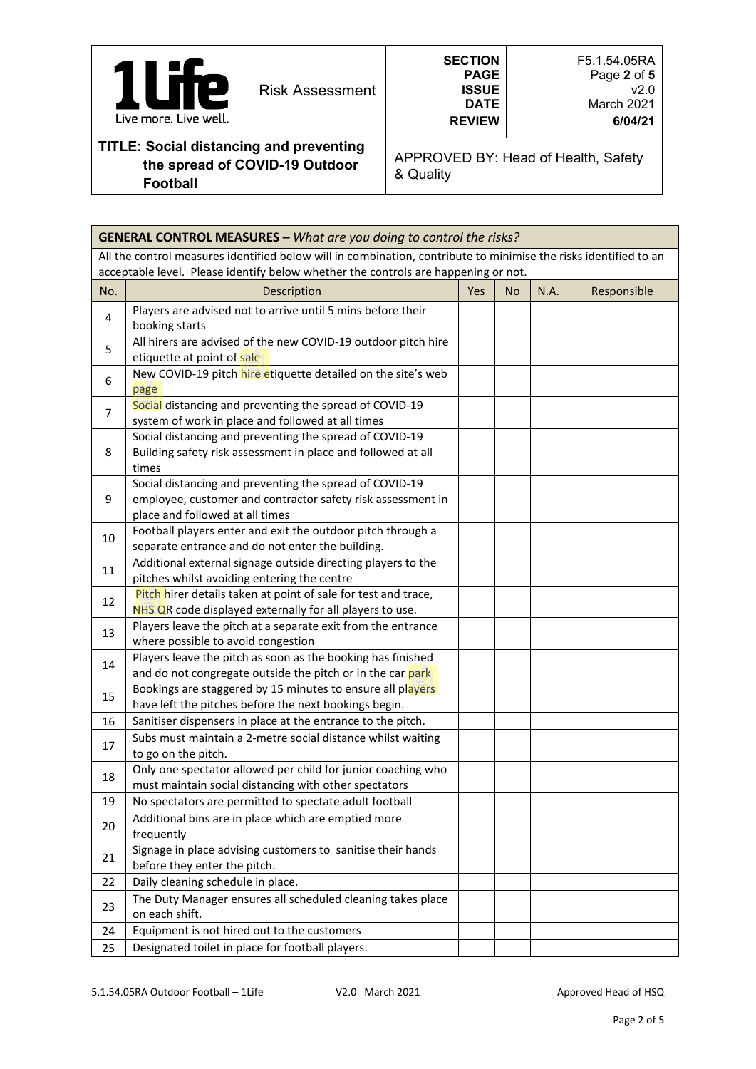| GENERAL CONTROL MEASURES – *What are you doing to control the risks?* | | | | | |
|---|---|---|---|---|---|
| All the control measures identified below will in combination, contribute to minimise the risks identified to an acceptable level. Please identify below whether the controls are happening or not. | | | | | |
| No. | Description | Yes | No | N.A. | Responsible |
| 4 | Players are advised not to arrive until 5 mins before their booking starts | | | | |
| 5 | All hirers are advised of the new COVID-19 outdoor pitch hire etiquette at point of sale | | | | |
| 6 | New COVID-19 pitch hire etiquette detailed on the site's web page | | | | |
| 7 | Social distancing and preventing the spread of COVID-19 system of work in place and followed at all times | | | | |
| 8 | Social distancing and preventing the spread of COVID-19 Building safety risk assessment in place and followed at all times | | | | |
| 9 | Social distancing and preventing the spread of COVID-19 employee, customer and contractor safety risk assessment in place and followed at all times | | | | |
| 10 | Football players enter and exit the outdoor pitch through a separate entrance and do not enter the building. | | | | |
| 11 | Additional external signage outside directing players to the pitches whilst avoiding entering the centre | | | | |
| 12 | Pitch hirer details taken at point of sale for test and trace, NHS QR code displayed externally for all players to use. | | | | |
| 13 | Players leave the pitch at a separate exit from the entrance where possible to avoid congestion | | | | |
| 14 | Players leave the pitch as soon as the booking has finished and do not congregate outside the pitch or in the car park | | | | |
| 15 | Bookings are staggered by 15 minutes to ensure all players have left the pitches before the next bookings begin. | | | | |
| 16 | Sanitiser dispensers in place at the entrance to the pitch. | | | | |
| 17 | Subs must maintain a 2-metre social distance whilst waiting to go on the pitch. | | | | |
| 18 | Only one spectator allowed per child for junior coaching who must maintain social distancing with other spectators | | | | |
| 19 | No spectators are permitted to spectate adult football | | | | |
| 20 | Additional bins are in place which are emptied more frequently | | | | |
| 21 | Signage in place advising customers to sanitise their hands before they enter the pitch. | | | | |
| 22 | Daily cleaning schedule in place. | | | | |
| 23 | The Duty Manager ensures all scheduled cleaning takes place on each shift. | | | | |
| 24 | Equipment is not hired out to the customers | | | | |
| 25 | Designated toilet in place for football players. | | | | |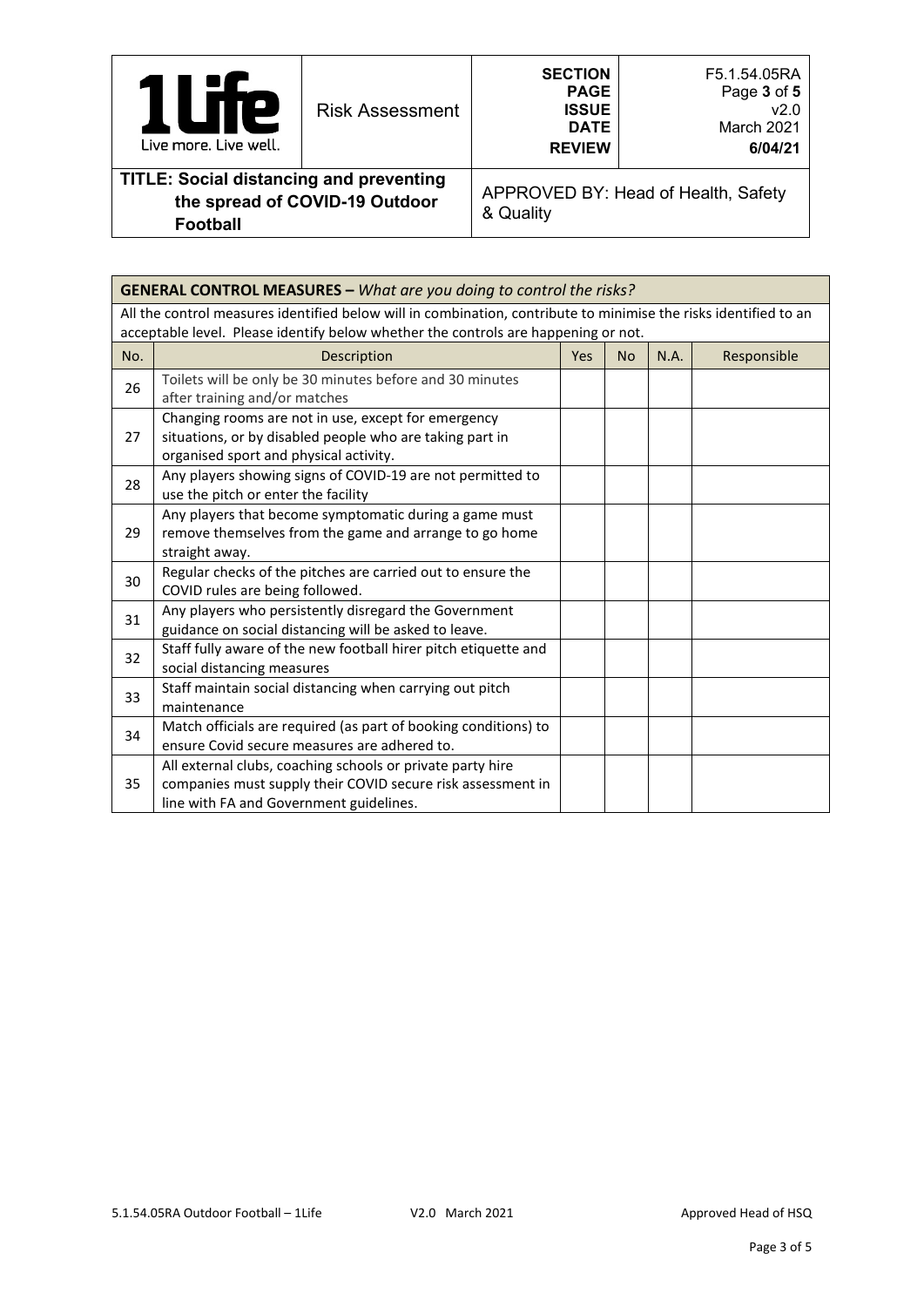| 1Life Live more. Live well. | Risk Assessment | SECTION<br>PAGE<br>ISSUE<br>DATE<br>REVIEW | F5.1.54.05RA<br>Page **3** of **5**<br>v2.0<br>March 2021<br>**6/04/21** |
|---|---|---|---|
| **TITLE: Social distancing and preventing the spread of COVID-19 Outdoor Football** | | APPROVED BY: Head of Health, Safety & Quality | |

| **GENERAL CONTROL MEASURES –** *What are you doing to control the risks?* | | | | | |
|---|---|---|---|---|---|
| All the control measures identified below will in combination, contribute to minimise the risks identified to an acceptable level. Please identify below whether the controls are happening or not. | | | | | |
| No. | Description | Yes | No | N.A. | Responsible |
| 26 | Toilets will be only be 30 minutes before and 30 minutes after training and/or matches | | | | |
| 27 | Changing rooms are not in use, except for emergency situations, or by disabled people who are taking part in organised sport and physical activity. | | | | |
| 28 | Any players showing signs of COVID-19 are not permitted to use the pitch or enter the facility | | | | |
| 29 | Any players that become symptomatic during a game must remove themselves from the game and arrange to go home straight away. | | | | |
| 30 | Regular checks of the pitches are carried out to ensure the COVID rules are being followed. | | | | |
| 31 | Any players who persistently disregard the Government guidance on social distancing will be asked to leave. | | | | |
| 32 | Staff fully aware of the new football hirer pitch etiquette and social distancing measures | | | | |
| 33 | Staff maintain social distancing when carrying out pitch maintenance | | | | |
| 34 | Match officials are required (as part of booking conditions) to ensure Covid secure measures are adhered to. | | | | |
| 35 | All external clubs, coaching schools or private party hire companies must supply their COVID secure risk assessment in line with FA and Government guidelines. | | | | |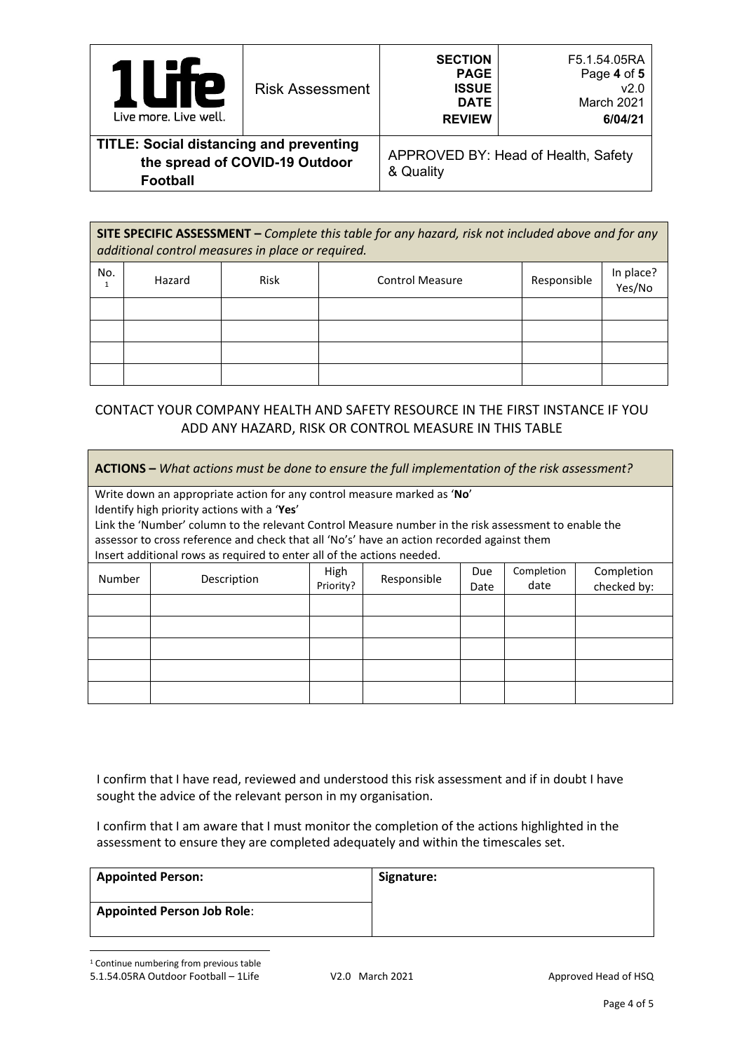| 1Life Live more. Live well. | Risk Assessment | SECTION PAGE ISSUE DATE REVIEW | F5.1.54.05RA Page 4 of 5 v2.0 March 2021 6/04/21 |
|---|---|---|---|
| **TITLE: Social distancing and preventing the spread of COVID-19 Outdoor Football** | | APPROVED BY: Head of Health, Safety & Quality | |

**SITE SPECIFIC ASSESSMENT –** *Complete this table for any hazard, risk not included above and for any additional control measures in place or required.*

| No.[1] | Hazard | Risk | Control Measure | Responsible | In place? Yes/No |
|---|---|---|---|---|---|
| | | | | | |
| | | | | | |
| | | | | | |
| | | | | | |

CONTACT YOUR COMPANY HEALTH AND SAFETY RESOURCE IN THE FIRST INSTANCE IF YOU ADD ANY HAZARD, RISK OR CONTROL MEASURE IN THIS TABLE

**ACTIONS –** *What actions must be done to ensure the full implementation of the risk assessment?*

Write down an appropriate action for any control measure marked as '**No**'
Identify high priority actions with a '**Yes**'
Link the 'Number' column to the relevant Control Measure number in the risk assessment to enable the assessor to cross reference and check that all 'No's' have an action recorded against them
Insert additional rows as required to enter all of the actions needed.

| Number | Description | High Priority? | Responsible | Due Date | Completion date | Completion checked by: |
|---|---|---|---|---|---|---|
| | | | | | | |
| | | | | | | |
| | | | | | | |
| | | | | | | |
| | | | | | | |

I confirm that I have read, reviewed and understood this risk assessment and if in doubt I have sought the advice of the relevant person in my organisation.

I confirm that I am aware that I must monitor the completion of the actions highlighted in the assessment to ensure they are completed adequately and within the timescales set.

| **Appointed Person:** | **Signature:** |
|---|---|
| **Appointed Person Job Role**: | |

[1] Continue numbering from previous table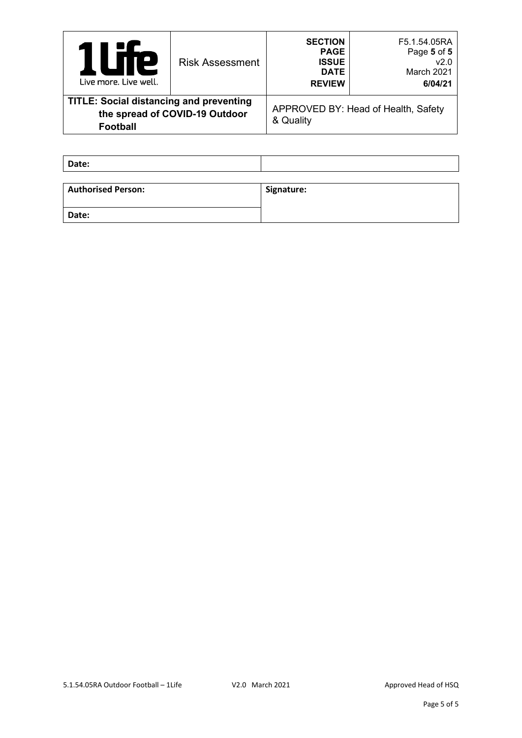| | |
|---|---|
| **Date:** | |

| | |
|---|---|
| **Authorised Person:** | **Signature:** |
| **Date:** | |